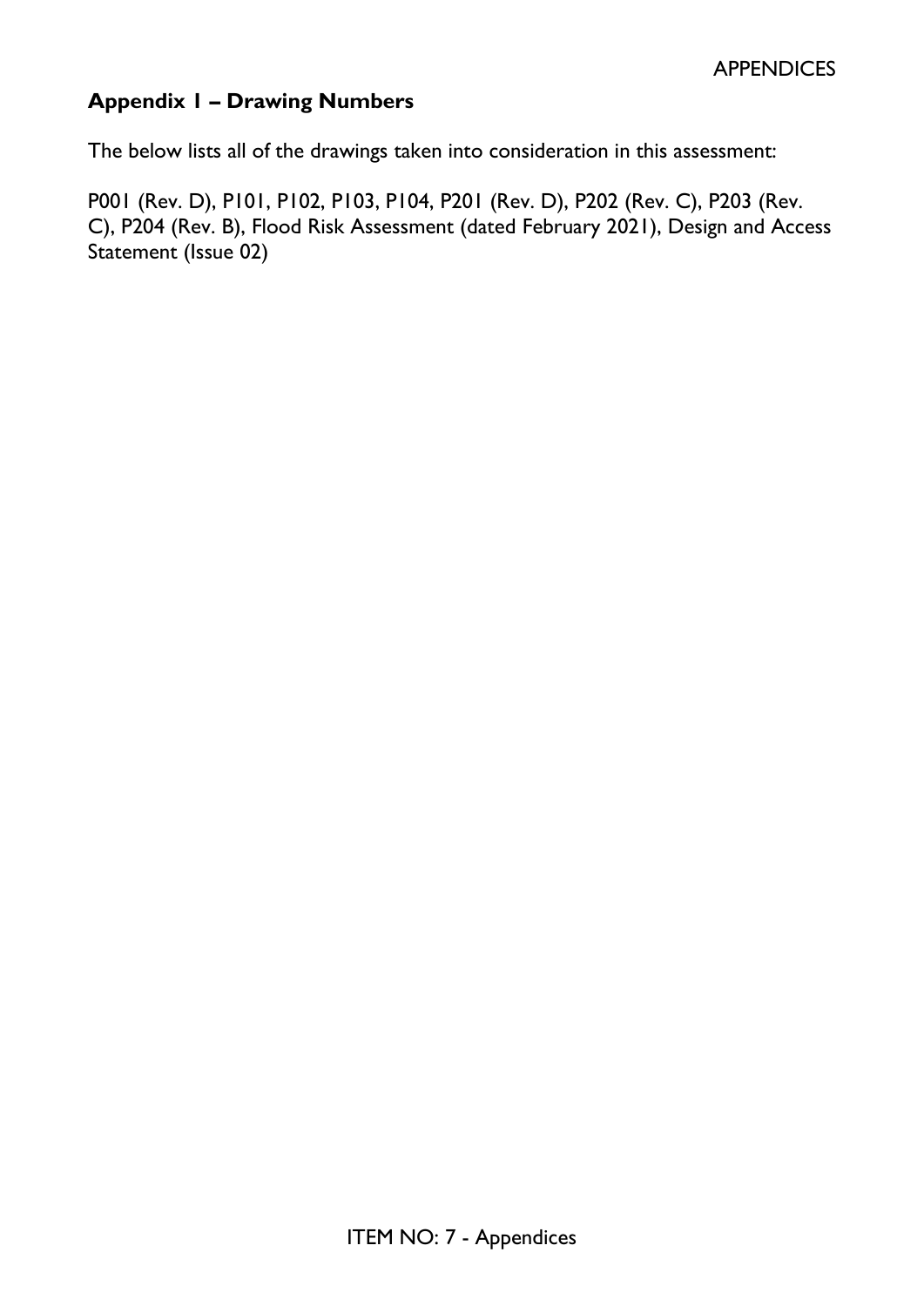## Appendix 1 – Drawing Numbers

The below lists all of the drawings taken into consideration in this assessment:

P001 (Rev. D), P101, P102, P103, P104, P201 (Rev. D), P202 (Rev. C), P203 (Rev. C), P204 (Rev. B), Flood Risk Assessment (dated February 2021), Design and Access Statement (Issue 02)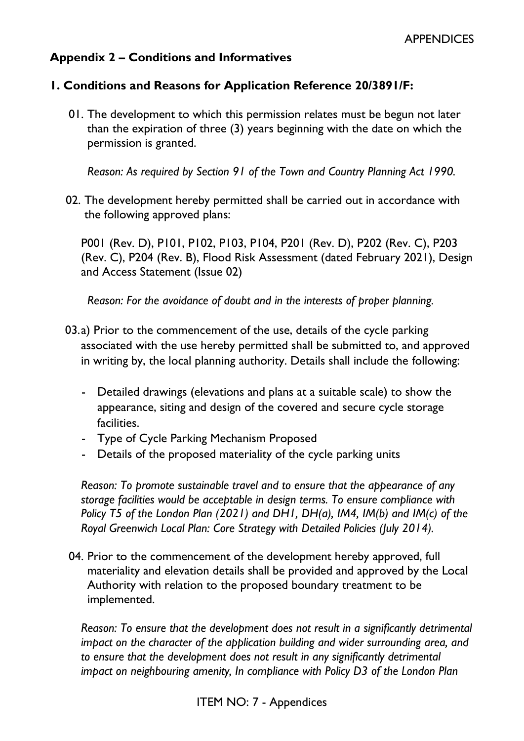## Appendix 2 – Conditions and Informatives

### 1. Conditions and Reasons for Application Reference 20/3891/F:

01. The development to which this permission relates must be begun not later than the expiration of three (3) years beginning with the date on which the permission is granted.

    *Reason: As required by Section 91 of the Town and Country Planning Act 1990.*

02. The development hereby permitted shall be carried out in accordance with the following approved plans:

    P001 (Rev. D), P101, P102, P103, P104, P201 (Rev. D), P202 (Rev. C), P203 (Rev. C), P204 (Rev. B), Flood Risk Assessment (dated February 2021), Design and Access Statement (Issue 02)

    *Reason: For the avoidance of doubt and in the interests of proper planning.*

03. a) Prior to the commencement of the use, details of the cycle parking associated with the use hereby permitted shall be submitted to, and approved in writing by, the local planning authority. Details shall include the following:

    - Detailed drawings (elevations and plans at a suitable scale) to show the appearance, siting and design of the covered and secure cycle storage facilities.
    - Type of Cycle Parking Mechanism Proposed
    - Details of the proposed materiality of the cycle parking units

    *Reason: To promote sustainable travel and to ensure that the appearance of any storage facilities would be acceptable in design terms. To ensure compliance with Policy T5 of the London Plan (2021) and DH1, DH(a), IM4, IM(b) and IM(c) of the Royal Greenwich Local Plan: Core Strategy with Detailed Policies (July 2014).*

04. Prior to the commencement of the development hereby approved, full materiality and elevation details shall be provided and approved by the Local Authority with relation to the proposed boundary treatment to be implemented.

    *Reason: To ensure that the development does not result in a significantly detrimental impact on the character of the application building and wider surrounding area, and to ensure that the development does not result in any significantly detrimental impact on neighbouring amenity, In compliance with Policy D3 of the London Plan*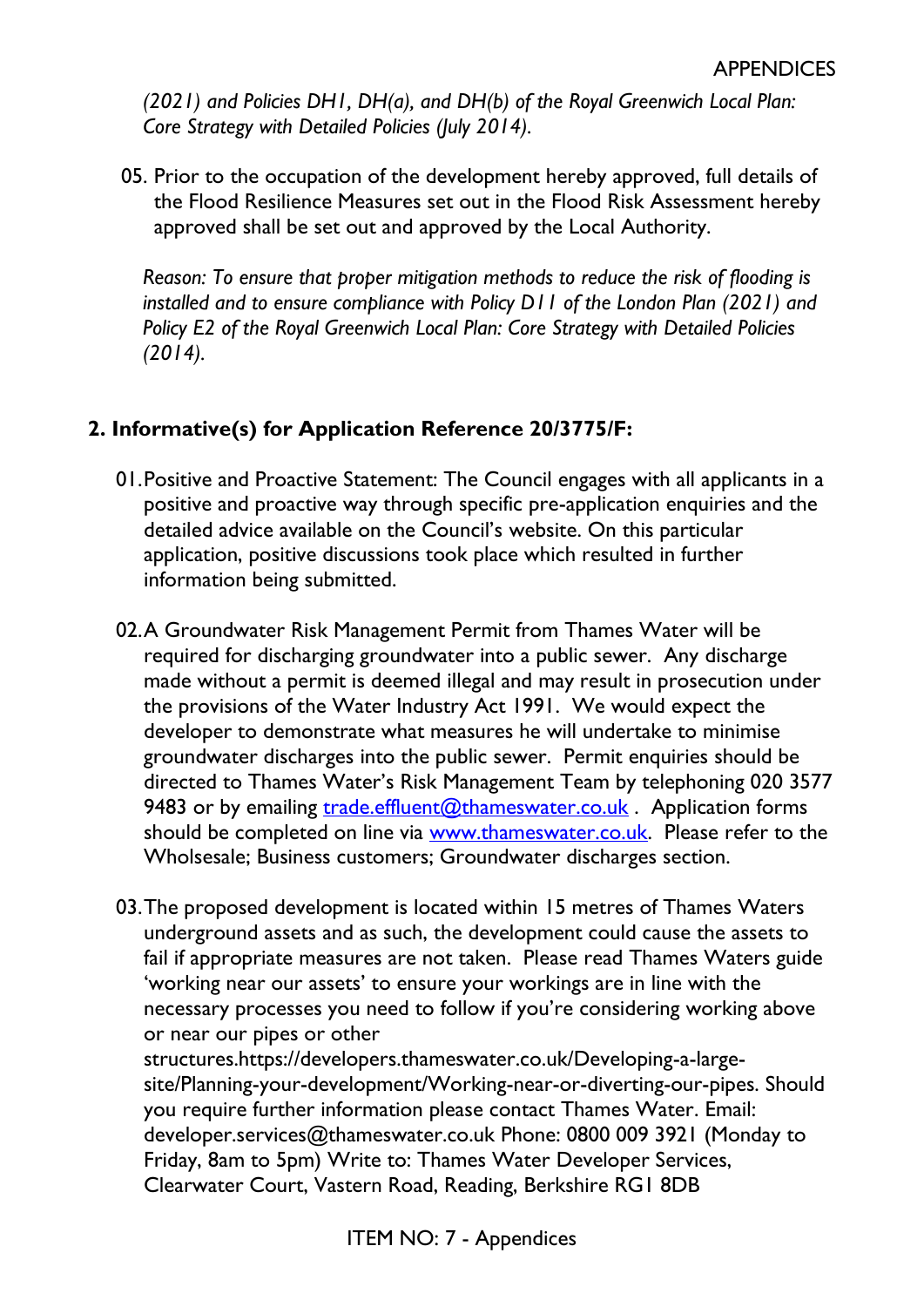*(2021) and Policies DH1, DH(a), and DH(b) of the Royal Greenwich Local Plan: Core Strategy with Detailed Policies (July 2014).*

05. Prior to the occupation of the development hereby approved, full details of the Flood Resilience Measures set out in the Flood Risk Assessment hereby approved shall be set out and approved by the Local Authority.

*Reason: To ensure that proper mitigation methods to reduce the risk of flooding is installed and to ensure compliance with Policy D11 of the London Plan (2021) and Policy E2 of the Royal Greenwich Local Plan: Core Strategy with Detailed Policies (2014).*

## 2. Informative(s) for Application Reference 20/3775/F:

01. Positive and Proactive Statement: The Council engages with all applicants in a positive and proactive way through specific pre-application enquiries and the detailed advice available on the Council's website. On this particular application, positive discussions took place which resulted in further information being submitted.

02. A Groundwater Risk Management Permit from Thames Water will be required for discharging groundwater into a public sewer. Any discharge made without a permit is deemed illegal and may result in prosecution under the provisions of the Water Industry Act 1991. We would expect the developer to demonstrate what measures he will undertake to minimise groundwater discharges into the public sewer. Permit enquiries should be directed to Thames Water's Risk Management Team by telephoning 020 3577 9483 or by emailing [trade.effluent@thameswater.co.uk](mailto:trade.effluent@thameswater.co.uk) . Application forms should be completed on line via [www.thameswater.co.uk](http://www.thameswater.co.uk). Please refer to the Wholsesale; Business customers; Groundwater discharges section.

03. The proposed development is located within 15 metres of Thames Waters underground assets and as such, the development could cause the assets to fail if appropriate measures are not taken. Please read Thames Waters guide 'working near our assets' to ensure your workings are in line with the necessary processes you need to follow if you're considering working above or near our pipes or other structures.https://developers.thameswater.co.uk/Developing-a-large-site/Planning-your-development/Working-near-or-diverting-our-pipes. Should you require further information please contact Thames Water. Email: developer.services@thameswater.co.uk Phone: 0800 009 3921 (Monday to Friday, 8am to 5pm) Write to: Thames Water Developer Services, Clearwater Court, Vastern Road, Reading, Berkshire RG1 8DB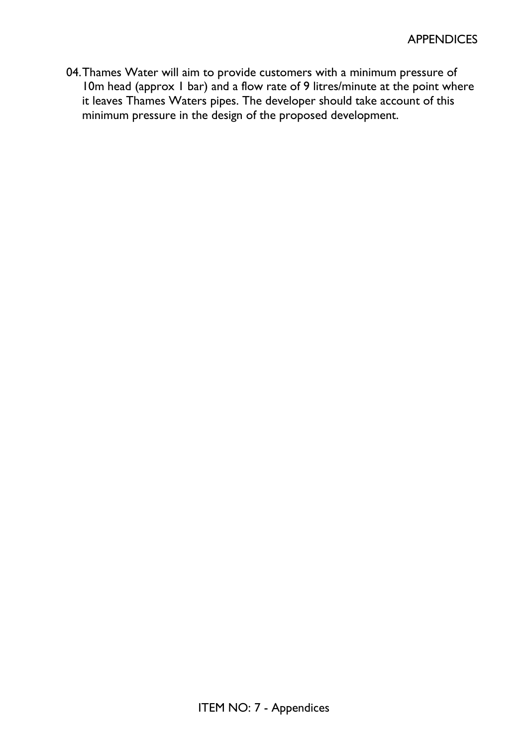04. Thames Water will aim to provide customers with a minimum pressure of 10m head (approx 1 bar) and a flow rate of 9 litres/minute at the point where it leaves Thames Waters pipes. The developer should take account of this minimum pressure in the design of the proposed development.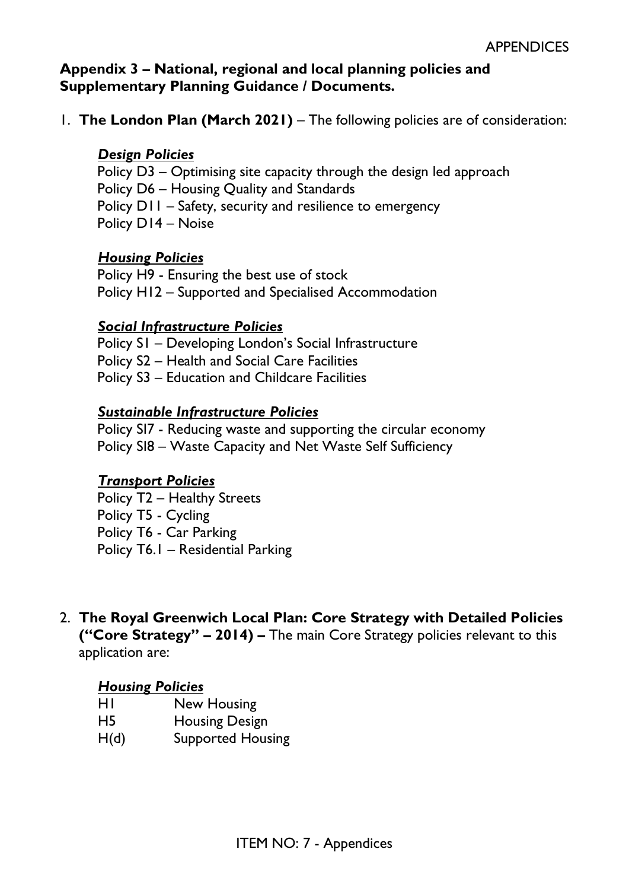**Appendix 3 – National, regional and local planning policies and Supplementary Planning Guidance / Documents.**

1. **The London Plan (March 2021)** – The following policies are of consideration:

   ***Design Policies***
   Policy D3 – Optimising site capacity through the design led approach
   Policy D6 – Housing Quality and Standards
   Policy D11 – Safety, security and resilience to emergency
   Policy D14 – Noise

   ***Housing Policies***
   Policy H9 - Ensuring the best use of stock
   Policy H12 – Supported and Specialised Accommodation

   ***Social Infrastructure Policies***
   Policy S1 – Developing London's Social Infrastructure
   Policy S2 – Health and Social Care Facilities
   Policy S3 – Education and Childcare Facilities

   ***Sustainable Infrastructure Policies***
   Policy SI7 - Reducing waste and supporting the circular economy
   Policy SI8 – Waste Capacity and Net Waste Self Sufficiency

   ***Transport Policies***
   Policy T2 – Healthy Streets
   Policy T5 - Cycling
   Policy T6 - Car Parking
   Policy T6.1 – Residential Parking

2. **The Royal Greenwich Local Plan: Core Strategy with Detailed Policies ("Core Strategy" – 2014) –** The main Core Strategy policies relevant to this application are:

   ***Housing Policies***
   H1 New Housing
   H5 Housing Design
   H(d) Supported Housing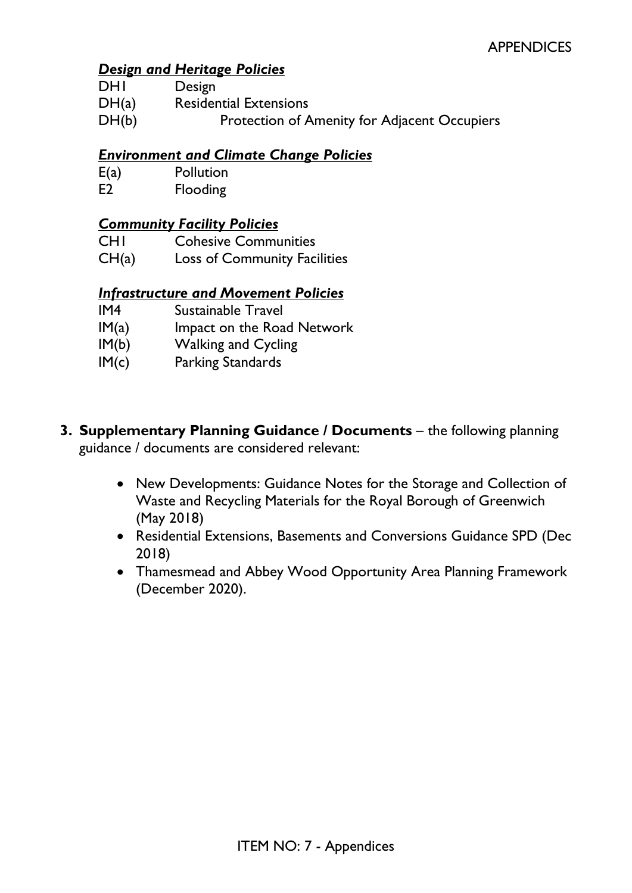***Design and Heritage Policies***

| | |
|---|---|
| DH1 | Design |
| DH(a) | Residential Extensions |
| DH(b) | Protection of Amenity for Adjacent Occupiers |

***Environment and Climate Change Policies***

| | |
|---|---|
| E(a) | Pollution |
| E2 | Flooding |

***Community Facility Policies***

| | |
|---|---|
| CH1 | Cohesive Communities |
| CH(a) | Loss of Community Facilities |

***Infrastructure and Movement Policies***

| | |
|---|---|
| IM4 | Sustainable Travel |
| IM(a) | Impact on the Road Network |
| IM(b) | Walking and Cycling |
| IM(c) | Parking Standards |

3. **Supplementary Planning Guidance / Documents** – the following planning guidance / documents are considered relevant:

    - New Developments: Guidance Notes for the Storage and Collection of Waste and Recycling Materials for the Royal Borough of Greenwich (May 2018)
    - Residential Extensions, Basements and Conversions Guidance SPD (Dec 2018)
    - Thamesmead and Abbey Wood Opportunity Area Planning Framework (December 2020).